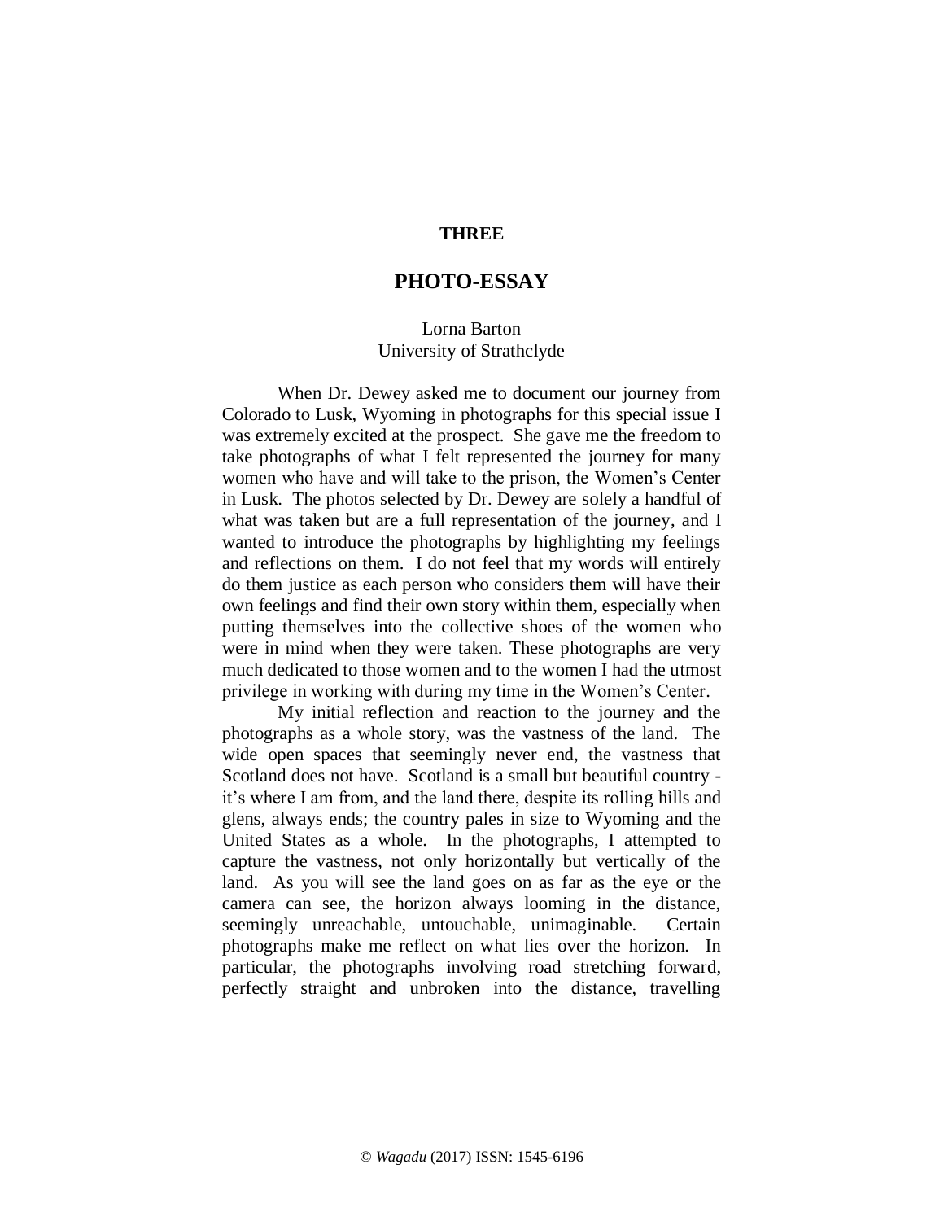**THREE**

# PHOTO-ESSAY

Lorna Barton
University of Strathclyde

When Dr. Dewey asked me to document our journey from Colorado to Lusk, Wyoming in photographs for this special issue I was extremely excited at the prospect. She gave me the freedom to take photographs of what I felt represented the journey for many women who have and will take to the prison, the Women's Center in Lusk. The photos selected by Dr. Dewey are solely a handful of what was taken but are a full representation of the journey, and I wanted to introduce the photographs by highlighting my feelings and reflections on them. I do not feel that my words will entirely do them justice as each person who considers them will have their own feelings and find their own story within them, especially when putting themselves into the collective shoes of the women who were in mind when they were taken. These photographs are very much dedicated to those women and to the women I had the utmost privilege in working with during my time in the Women's Center.

My initial reflection and reaction to the journey and the photographs as a whole story, was the vastness of the land. The wide open spaces that seemingly never end, the vastness that Scotland does not have. Scotland is a small but beautiful country - it's where I am from, and the land there, despite its rolling hills and glens, always ends; the country pales in size to Wyoming and the United States as a whole. In the photographs, I attempted to capture the vastness, not only horizontally but vertically of the land. As you will see the land goes on as far as the eye or the camera can see, the horizon always looming in the distance, seemingly unreachable, untouchable, unimaginable. Certain photographs make me reflect on what lies over the horizon. In particular, the photographs involving road stretching forward, perfectly straight and unbroken into the distance, travelling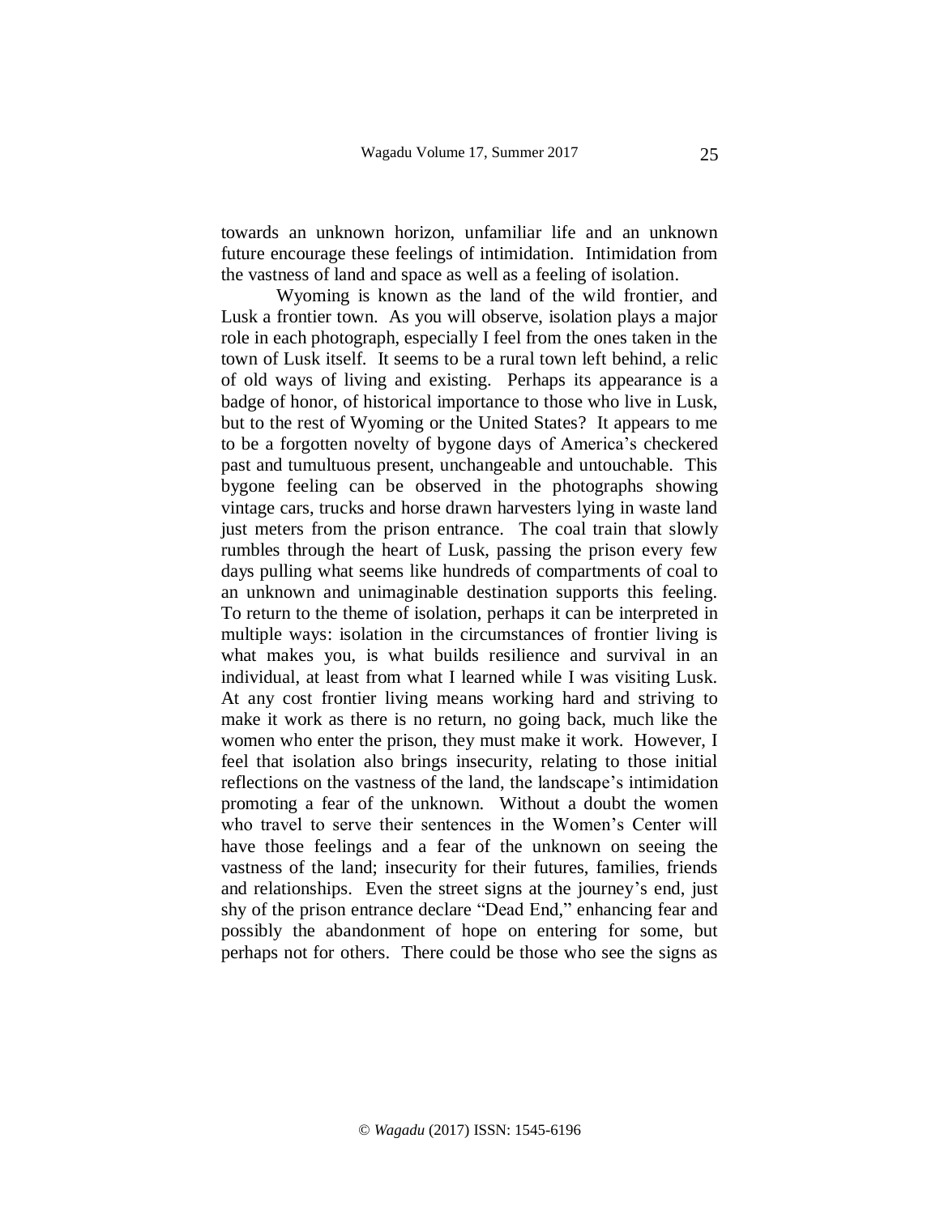towards an unknown horizon, unfamiliar life and an unknown future encourage these feelings of intimidation. Intimidation from the vastness of land and space as well as a feeling of isolation.

Wyoming is known as the land of the wild frontier, and Lusk a frontier town. As you will observe, isolation plays a major role in each photograph, especially I feel from the ones taken in the town of Lusk itself. It seems to be a rural town left behind, a relic of old ways of living and existing. Perhaps its appearance is a badge of honor, of historical importance to those who live in Lusk, but to the rest of Wyoming or the United States? It appears to me to be a forgotten novelty of bygone days of America's checkered past and tumultuous present, unchangeable and untouchable. This bygone feeling can be observed in the photographs showing vintage cars, trucks and horse drawn harvesters lying in waste land just meters from the prison entrance. The coal train that slowly rumbles through the heart of Lusk, passing the prison every few days pulling what seems like hundreds of compartments of coal to an unknown and unimaginable destination supports this feeling. To return to the theme of isolation, perhaps it can be interpreted in multiple ways: isolation in the circumstances of frontier living is what makes you, is what builds resilience and survival in an individual, at least from what I learned while I was visiting Lusk. At any cost frontier living means working hard and striving to make it work as there is no return, no going back, much like the women who enter the prison, they must make it work. However, I feel that isolation also brings insecurity, relating to those initial reflections on the vastness of the land, the landscape's intimidation promoting a fear of the unknown. Without a doubt the women who travel to serve their sentences in the Women's Center will have those feelings and a fear of the unknown on seeing the vastness of the land; insecurity for their futures, families, friends and relationships. Even the street signs at the journey's end, just shy of the prison entrance declare "Dead End," enhancing fear and possibly the abandonment of hope on entering for some, but perhaps not for others. There could be those who see the signs as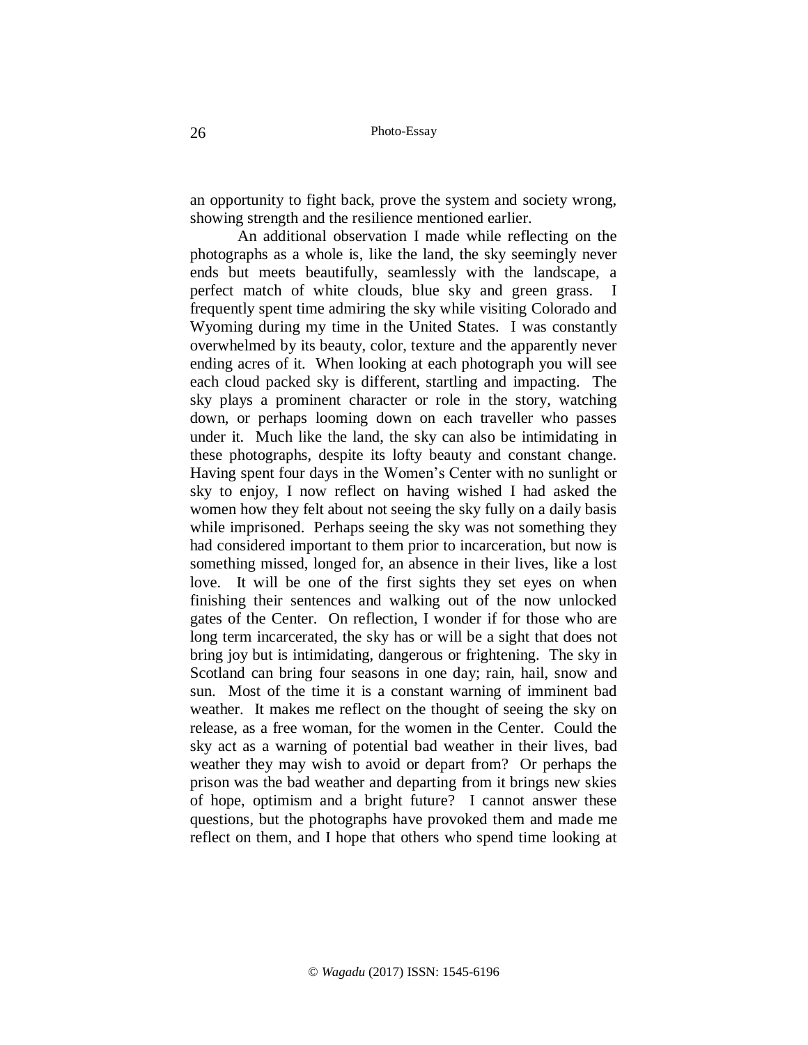an opportunity to fight back, prove the system and society wrong, showing strength and the resilience mentioned earlier.

An additional observation I made while reflecting on the photographs as a whole is, like the land, the sky seemingly never ends but meets beautifully, seamlessly with the landscape, a perfect match of white clouds, blue sky and green grass. I frequently spent time admiring the sky while visiting Colorado and Wyoming during my time in the United States. I was constantly overwhelmed by its beauty, color, texture and the apparently never ending acres of it. When looking at each photograph you will see each cloud packed sky is different, startling and impacting. The sky plays a prominent character or role in the story, watching down, or perhaps looming down on each traveller who passes under it. Much like the land, the sky can also be intimidating in these photographs, despite its lofty beauty and constant change. Having spent four days in the Women's Center with no sunlight or sky to enjoy, I now reflect on having wished I had asked the women how they felt about not seeing the sky fully on a daily basis while imprisoned. Perhaps seeing the sky was not something they had considered important to them prior to incarceration, but now is something missed, longed for, an absence in their lives, like a lost love. It will be one of the first sights they set eyes on when finishing their sentences and walking out of the now unlocked gates of the Center. On reflection, I wonder if for those who are long term incarcerated, the sky has or will be a sight that does not bring joy but is intimidating, dangerous or frightening. The sky in Scotland can bring four seasons in one day; rain, hail, snow and sun. Most of the time it is a constant warning of imminent bad weather. It makes me reflect on the thought of seeing the sky on release, as a free woman, for the women in the Center. Could the sky act as a warning of potential bad weather in their lives, bad weather they may wish to avoid or depart from? Or perhaps the prison was the bad weather and departing from it brings new skies of hope, optimism and a bright future? I cannot answer these questions, but the photographs have provoked them and made me reflect on them, and I hope that others who spend time looking at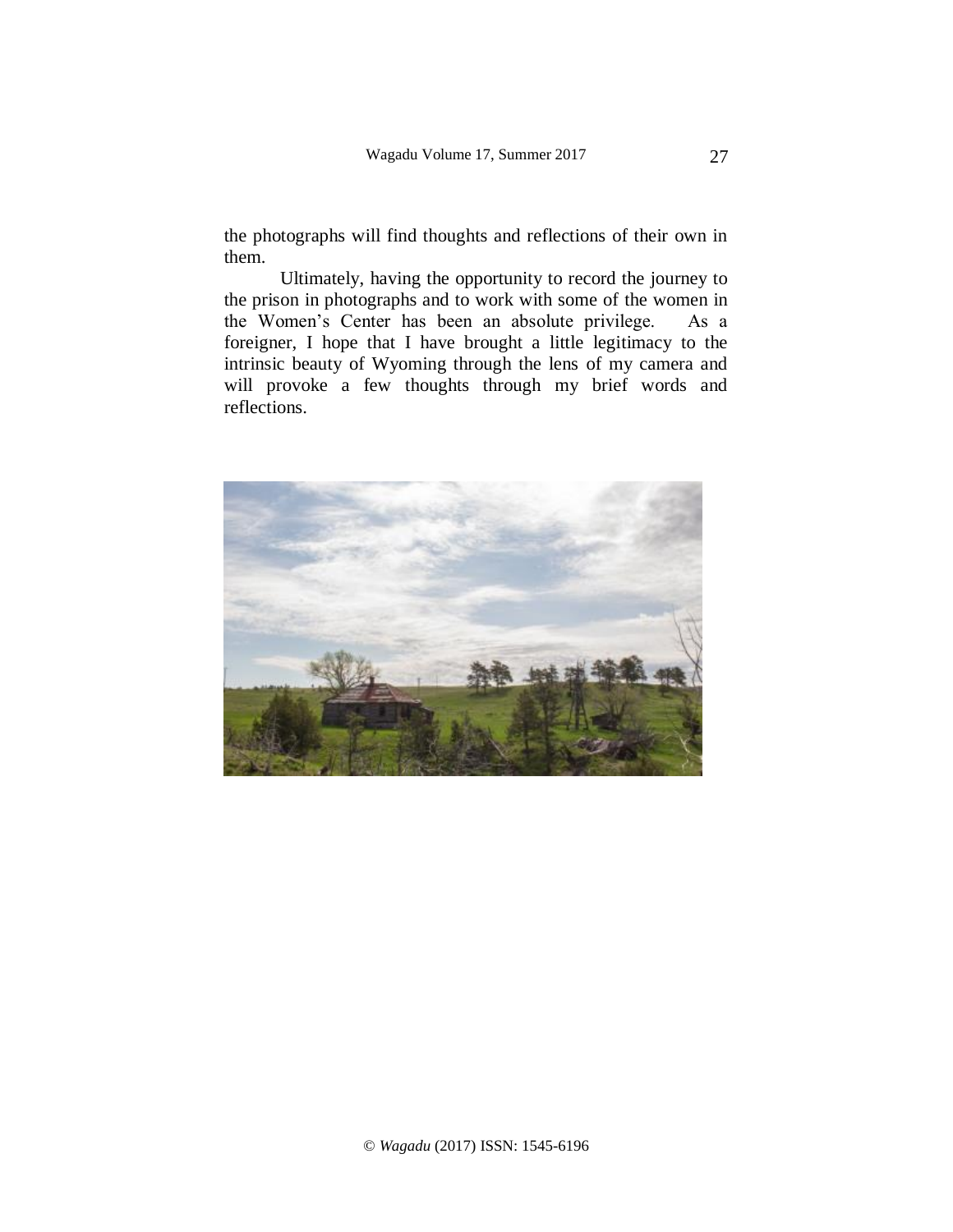the photographs will find thoughts and reflections of their own in them.

Ultimately, having the opportunity to record the journey to the prison in photographs and to work with some of the women in the Women's Center has been an absolute privilege. As a foreigner, I hope that I have brought a little legitimacy to the intrinsic beauty of Wyoming through the lens of my camera and will provoke a few thoughts through my brief words and reflections.